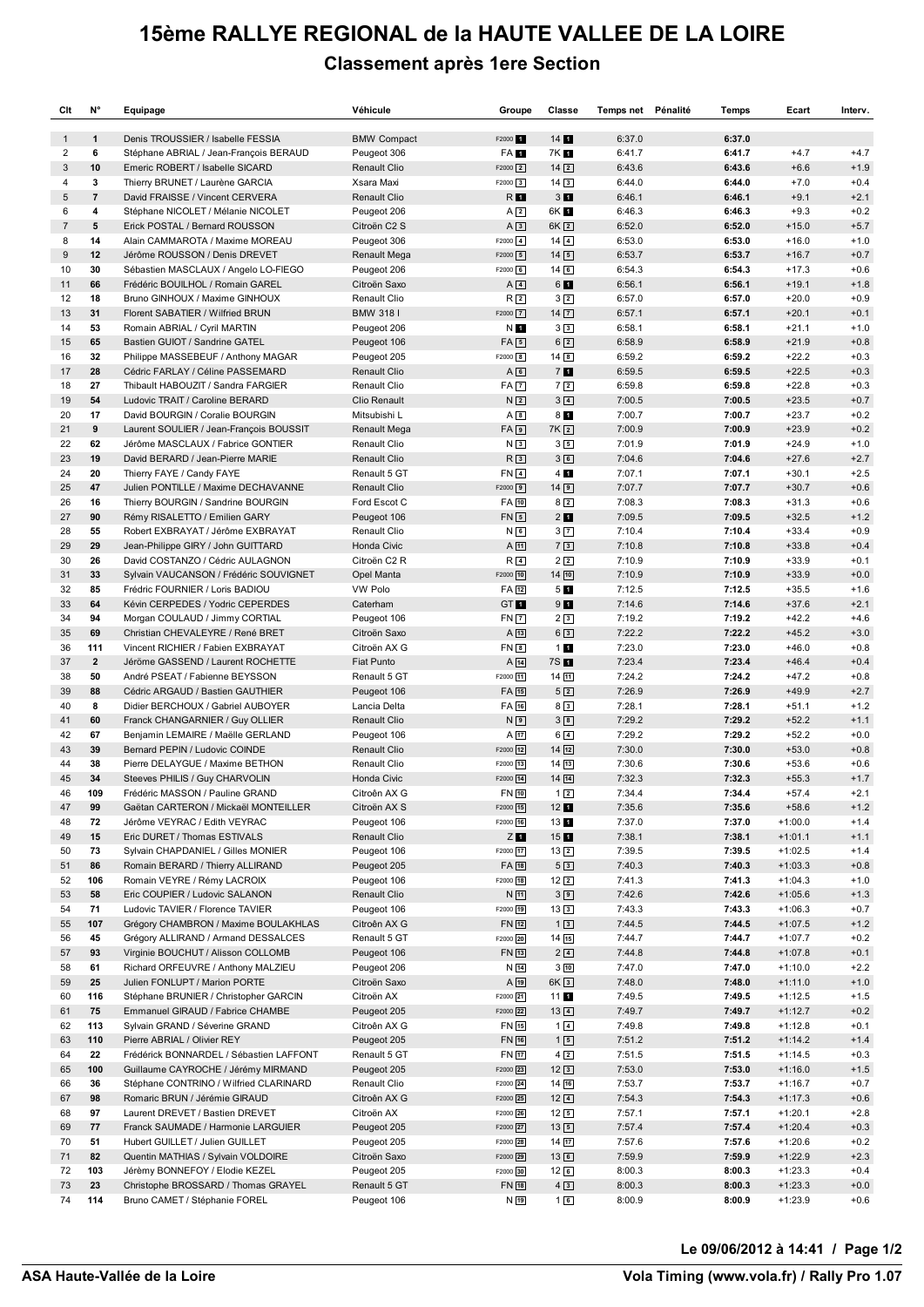# 15ème RALLYE REGIONAL de la HAUTE VALLEE DE LA LOIRE

## Classement après 1ere Section

| Clt | N° | Equipage | Véhicule | Groupe | Classe | Temps net | Pénalité | Temps | Ecart | Interv. |
|---|---|---|---|---|---|---|---|---|---|---|
| 1 | 1 | Denis TROUSSIER / Isabelle FESSIA | BMW Compact | F2000 1 | 14 1 | 6:37.0 | | 6:37.0 | | |
| 2 | 6 | Stéphane ABRIAL / Jean-François BERAUD | Peugeot 306 | FA 1 | 7K 1 | 6:41.7 | | 6:41.7 | +4.7 | +4.7 |
| 3 | 10 | Emeric ROBERT / Isabelle SICARD | Renault Clio | F2000 2 | 14 2 | 6:43.6 | | 6:43.6 | +6.6 | +1.9 |
| 4 | 3 | Thierry BRUNET / Laurène GARCIA | Xsara Maxi | F2000 3 | 14 3 | 6:44.0 | | 6:44.0 | +7.0 | +0.4 |
| 5 | 7 | David FRAISSE / Vincent CERVERA | Renault Clio | R 1 | 3 1 | 6:46.1 | | 6:46.1 | +9.1 | +2.1 |
| 6 | 4 | Stéphane NICOLET / Mélanie NICOLET | Peugeot 206 | A 2 | 6K 1 | 6:46.3 | | 6:46.3 | +9.3 | +0.2 |
| 7 | 5 | Erick POSTAL / Bernard ROUSSON | Citroën C2 S | A 3 | 6K 2 | 6:52.0 | | 6:52.0 | +15.0 | +5.7 |
| 8 | 14 | Alain CAMMAROTA / Maxime MOREAU | Peugeot 306 | F2000 4 | 14 4 | 6:53.0 | | 6:53.0 | +16.0 | +1.0 |
| 9 | 12 | Jérôme ROUSSON / Denis DREVET | Renault Mega | F2000 5 | 14 5 | 6:53.7 | | 6:53.7 | +16.7 | +0.7 |
| 10 | 30 | Sébastien MASCLAUX / Angelo LO-FIEGO | Peugeot 206 | F2000 6 | 14 6 | 6:54.3 | | 6:54.3 | +17.3 | +0.6 |
| 11 | 66 | Frédéric BOUILHOL / Romain GAREL | Citroën Saxo | A 4 | 6 1 | 6:56.1 | | 6:56.1 | +19.1 | +1.8 |
| 12 | 18 | Bruno GINHOUX / Maxime GINHOUX | Renault Clio | R 2 | 3 2 | 6:57.0 | | 6:57.0 | +20.0 | +0.9 |
| 13 | 31 | Florent SABATIER / Wilfried BRUN | BMW 318 I | F2000 7 | 14 7 | 6:57.1 | | 6:57.1 | +20.1 | +0.1 |
| 14 | 53 | Romain ABRIAL / Cyril MARTIN | Peugeot 206 | N 1 | 3 3 | 6:58.1 | | 6:58.1 | +21.1 | +1.0 |
| 15 | 65 | Bastien GUIOT / Sandrine GATEL | Peugeot 106 | FA 5 | 6 2 | 6:58.9 | | 6:58.9 | +21.9 | +0.8 |
| 16 | 32 | Philippe MASSEBEUF / Anthony MAGAR | Peugeot 205 | F2000 8 | 14 8 | 6:59.2 | | 6:59.2 | +22.2 | +0.3 |
| 17 | 28 | Cédric FARLAY / Céline PASSEMARD | Renault Clio | A 6 | 7 1 | 6:59.5 | | 6:59.5 | +22.5 | +0.3 |
| 18 | 27 | Thibault HABOUZIT / Sandra FARGIER | Renault Clio | FA 7 | 7 2 | 6:59.8 | | 6:59.8 | +22.8 | +0.3 |
| 19 | 54 | Ludovic TRAIT / Caroline BERARD | Clio Renault | N 2 | 3 4 | 7:00.5 | | 7:00.5 | +23.5 | +0.7 |
| 20 | 17 | David BOURGIN / Coralie BOURGIN | Mitsubishi L | A 8 | 8 1 | 7:00.7 | | 7:00.7 | +23.7 | +0.2 |
| 21 | 9 | Laurent SOULIER / Jean-François BOUSSIT | Renault Mega | FA 9 | 7K 2 | 7:00.9 | | 7:00.9 | +23.9 | +0.2 |
| 22 | 62 | Jérôme MASCLAUX / Fabrice GONTIER | Renault Clio | N 3 | 3 5 | 7:01.9 | | 7:01.9 | +24.9 | +1.0 |
| 23 | 19 | David BERARD / Jean-Pierre MARIE | Renault Clio | R 3 | 3 6 | 7:04.6 | | 7:04.6 | +27.6 | +2.7 |
| 24 | 20 | Thierry FAYE / Candy FAYE | Renault 5 GT | FN 4 | 4 1 | 7:07.1 | | 7:07.1 | +30.1 | +2.5 |
| 25 | 47 | Julien PONTILLE / Maxime DECHAVANNE | Renault Clio | F2000 9 | 14 9 | 7:07.7 | | 7:07.7 | +30.7 | +0.6 |
| 26 | 16 | Thierry BOURGIN / Sandrine BOURGIN | Ford Escot C | FA 10 | 8 2 | 7:08.3 | | 7:08.3 | +31.3 | +0.6 |
| 27 | 90 | Rémy RISALETTO / Emilien GARY | Peugeot 106 | FN 5 | 2 1 | 7:09.5 | | 7:09.5 | +32.5 | +1.2 |
| 28 | 55 | Robert EXBRAYAT / Jérôme EXBRAYAT | Renault Clio | N 6 | 3 7 | 7:10.4 | | 7:10.4 | +33.4 | +0.9 |
| 29 | 29 | Jean-Philippe GIRY / John GUITTARD | Honda Civic | A 11 | 7 3 | 7:10.8 | | 7:10.8 | +33.8 | +0.4 |
| 30 | 26 | David COSTANZO / Cédric AULAGNON | Citroën C2 R | R 4 | 2 2 | 7:10.9 | | 7:10.9 | +33.9 | +0.1 |
| 31 | 33 | Sylvain VAUCANSON / Frédéric SOUVIGNET | Opel Manta | F2000 10 | 14 10 | 7:10.9 | | 7:10.9 | +33.9 | +0.0 |
| 32 | 85 | Frédric FOURNIER / Loris BADIOU | VW Polo | FA 12 | 5 1 | 7:12.5 | | 7:12.5 | +35.5 | +1.6 |
| 33 | 64 | Kévin CERPEDES / Yodric CEPERDES | Caterham | GT 1 | 9 1 | 7:14.6 | | 7:14.6 | +37.6 | +2.1 |
| 34 | 94 | Morgan COULAUD / Jimmy CORTIAL | Peugeot 106 | FN 7 | 2 3 | 7:19.2 | | 7:19.2 | +42.2 | +4.6 |
| 35 | 69 | Christian CHEVALEYRE / René BRET | Citroën Saxo | A 13 | 6 3 | 7:22.2 | | 7:22.2 | +45.2 | +3.0 |
| 36 | 111 | Vincent RICHIER / Fabien EXBRAYAT | Citroën AX G | FN 8 | 1 1 | 7:23.0 | | 7:23.0 | +46.0 | +0.8 |
| 37 | 2 | Jérôme GASSEND / Laurent ROCHETTE | Fiat Punto | A 14 | 7S 1 | 7:23.4 | | 7:23.4 | +46.4 | +0.4 |
| 38 | 50 | André PSEAT / Fabienne BEYSSON | Renault 5 GT | F2000 11 | 14 11 | 7:24.2 | | 7:24.2 | +47.2 | +0.8 |
| 39 | 88 | Cédric ARGAUD / Bastien GAUTHIER | Peugeot 106 | FA 15 | 5 2 | 7:26.9 | | 7:26.9 | +49.9 | +2.7 |
| 40 | 8 | Didier BERCHOUX / Gabriel AUBOYER | Lancia Delta | FA 16 | 8 3 | 7:28.1 | | 7:28.1 | +51.1 | +1.2 |
| 41 | 60 | Franck CHANGARNIER / Guy OLLIER | Renault Clio | N 9 | 3 8 | 7:29.2 | | 7:29.2 | +52.2 | +1.1 |
| 42 | 67 | Benjamin LEMAIRE / Maëlle GERLAND | Peugeot 106 | A 17 | 6 4 | 7:29.2 | | 7:29.2 | +52.2 | +0.0 |
| 43 | 39 | Bernard PEPIN / Ludovic COINDE | Renault Clio | F2000 12 | 14 12 | 7:30.0 | | 7:30.0 | +53.0 | +0.8 |
| 44 | 38 | Pierre DELAYGUE / Maxime BETHON | Renault Clio | F2000 13 | 14 13 | 7:30.6 | | 7:30.6 | +53.6 | +0.6 |
| 45 | 34 | Steeves PHILIS / Guy CHARVOLIN | Honda Civic | F2000 14 | 14 14 | 7:32.3 | | 7:32.3 | +55.3 | +1.7 |
| 46 | 109 | Frédéric MASSON / Pauline GRAND | Citroën AX G | FN 10 | 1 2 | 7:34.4 | | 7:34.4 | +57.4 | +2.1 |
| 47 | 99 | Gaëtan CARTERON / Mickaël MONTEILLER | Citroën AX S | F2000 15 | 12 1 | 7:35.6 | | 7:35.6 | +58.6 | +1.2 |
| 48 | 72 | Jérôme VEYRAC / Edith VEYRAC | Peugeot 106 | F2000 16 | 13 1 | 7:37.0 | | 7:37.0 | +1:00.0 | +1.4 |
| 49 | 15 | Eric DURET / Thomas ESTIVALS | Renault Clio | Z 1 | 15 1 | 7:38.1 | | 7:38.1 | +1:01.1 | +1.1 |
| 50 | 73 | Sylvain CHAPDANIEL / Gilles MONIER | Peugeot 106 | F2000 17 | 13 2 | 7:39.5 | | 7:39.5 | +1:02.5 | +1.4 |
| 51 | 86 | Romain BERARD / Thierry ALLIRAND | Peugeot 205 | FA 18 | 5 3 | 7:40.3 | | 7:40.3 | +1:03.3 | +0.8 |
| 52 | 106 | Romain VEYRE / Rémy LACROIX | Peugeot 106 | F2000 18 | 12 2 | 7:41.3 | | 7:41.3 | +1:04.3 | +1.0 |
| 53 | 58 | Eric COUPIER / Ludovic SALANON | Renault Clio | N 11 | 3 9 | 7:42.6 | | 7:42.6 | +1:05.6 | +1.3 |
| 54 | 71 | Ludovic TAVIER / Florence TAVIER | Peugeot 106 | F2000 19 | 13 3 | 7:43.3 | | 7:43.3 | +1:06.3 | +0.7 |
| 55 | 107 | Grégory CHAMBRON / Maxime BOULAKHLAS | Citroën AX G | FN 12 | 1 3 | 7:44.5 | | 7:44.5 | +1:07.5 | +1.2 |
| 56 | 45 | Grégory ALLIRAND / Armand DESSALCES | Renault 5 GT | F2000 20 | 14 15 | 7:44.7 | | 7:44.7 | +1:07.7 | +0.2 |
| 57 | 93 | Virginie BOUCHUT / Alisson COLLOMB | Peugeot 106 | FN 13 | 2 4 | 7:44.8 | | 7:44.8 | +1:07.8 | +0.1 |
| 58 | 61 | Richard ORFEUVRE / Anthony MALZIEU | Peugeot 206 | N 14 | 3 10 | 7:47.0 | | 7:47.0 | +1:10.0 | +2.2 |
| 59 | 25 | Julien FONLUPT / Marion PORTE | Citroën Saxo | A 19 | 6K 3 | 7:48.0 | | 7:48.0 | +1:11.0 | +1.0 |
| 60 | 116 | Stéphane BRUNIER / Christopher GARCIN | Citroën AX | F2000 21 | 11 1 | 7:49.5 | | 7:49.5 | +1:12.5 | +1.5 |
| 61 | 75 | Emmanuel GIRAUD / Fabrice CHAMBE | Peugeot 205 | F2000 22 | 13 4 | 7:49.7 | | 7:49.7 | +1:12.7 | +0.2 |
| 62 | 113 | Sylvain GRAND / Séverine GRAND | Citroën AX G | FN 15 | 1 4 | 7:49.8 | | 7:49.8 | +1:12.8 | +0.1 |
| 63 | 110 | Pierre ABRIAL / Olivier REY | Peugeot 205 | FN 16 | 1 5 | 7:51.2 | | 7:51.2 | +1:14.2 | +1.4 |
| 64 | 22 | Frédérick BONNARDEL / Sébastien LAFFONT | Renault 5 GT | FN 17 | 4 2 | 7:51.5 | | 7:51.5 | +1:14.5 | +0.3 |
| 65 | 100 | Guillaume CAYROCHE / Jérémy MIRMAND | Peugeot 205 | F2000 23 | 12 3 | 7:53.0 | | 7:53.0 | +1:16.0 | +1.5 |
| 66 | 36 | Stéphane CONTRINO / Wilfried CLARINARD | Renault Clio | F2000 24 | 14 16 | 7:53.7 | | 7:53.7 | +1:16.7 | +0.7 |
| 67 | 98 | Romaric BRUN / Jérémie GIRAUD | Citroën AX G | F2000 25 | 12 4 | 7:54.3 | | 7:54.3 | +1:17.3 | +0.6 |
| 68 | 97 | Laurent DREVET / Bastien DREVET | Citroën AX | F2000 26 | 12 5 | 7:57.1 | | 7:57.1 | +1:20.1 | +2.8 |
| 69 | 77 | Franck SAUMADE / Harmonie LARGUIER | Peugeot 205 | F2000 27 | 13 5 | 7:57.4 | | 7:57.4 | +1:20.4 | +0.3 |
| 70 | 51 | Hubert GUILLET / Julien GUILLET | Peugeot 205 | F2000 28 | 14 17 | 7:57.6 | | 7:57.6 | +1:20.6 | +0.2 |
| 71 | 82 | Quentin MATHIAS / Sylvain VOLDOIRE | Citroën Saxo | F2000 29 | 13 6 | 7:59.9 | | 7:59.9 | +1:22.9 | +2.3 |
| 72 | 103 | Jérèmy BONNEFOY / Elodie KEZEL | Peugeot 205 | F2000 30 | 12 6 | 8:00.3 | | 8:00.3 | +1:23.3 | +0.4 |
| 73 | 23 | Christophe BROSSARD / Thomas GRAYEL | Renault 5 GT | FN 18 | 4 3 | 8:00.3 | | 8:00.3 | +1:23.3 | +0.0 |
| 74 | 114 | Bruno CAMET / Stéphanie FOREL | Peugeot 106 | N 19 | 1 6 | 8:00.9 | | 8:00.9 | +1:23.9 | +0.6 |

**Le 09/06/2012 à 14:41**

**ASA Haute-Vallée de la Loire** — **Vola Timing (www.vola.fr) / Rally Pro 1.07**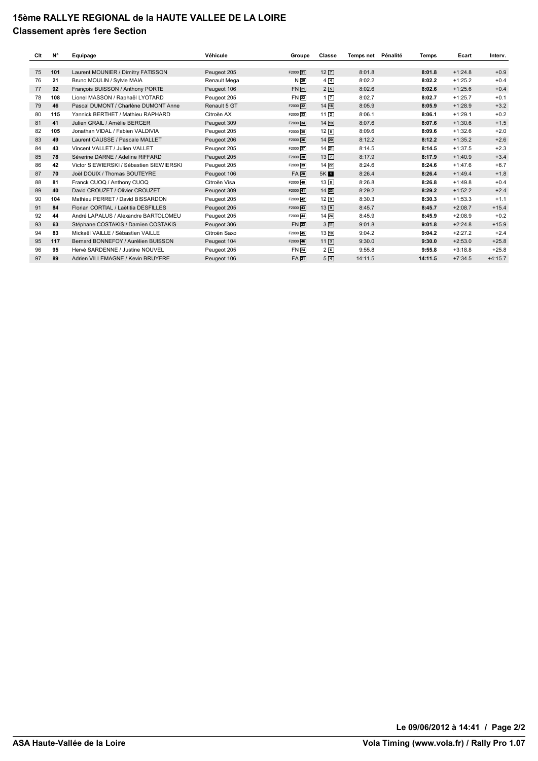# 15ème RALLYE REGIONAL de la HAUTE VALLEE DE LA LOIRE

## Classement après 1ere Section

| Clt | N° | Equipage | Véhicule | Groupe | Classe | Temps net | Pénalité | Temps | Ecart | Interv. |
|---|---|---|---|---|---|---|---|---|---|---|
| 75 | **101** | Laurent MOUNIER / Dimitry FATISSON | Peugeot 205 | F2000 31 | 12 7 | 8:01.8 | | **8:01.8** | +1:24.8 | +0.9 |
| 76 | **21** | Bruno MOULIN / Sylvie MAIA | Renault Mega | N 20 | 4 4 | 8:02.2 | | **8:02.2** | +1:25.2 | +0.4 |
| 77 | **92** | François BUISSON / Anthony PORTE | Peugeot 106 | FN 21 | 2 5 | 8:02.6 | | **8:02.6** | +1:25.6 | +0.4 |
| 78 | **108** | Lionel MASSON / Raphaël LYOTARD | Peugeot 205 | FN 22 | 1 7 | 8:02.7 | | **8:02.7** | +1:25.7 | +0.1 |
| 79 | **46** | Pascal DUMONT / Charlène DUMONT Anne | Renault 5 GT | F2000 32 | 14 18 | 8:05.9 | | **8:05.9** | +1:28.9 | +3.2 |
| 80 | **115** | Yannick BERTHET / Mathieu RAPHARD | Citroën AX | F2000 33 | 11 2 | 8:06.1 | | **8:06.1** | +1:29.1 | +0.2 |
| 81 | **41** | Julien GRAIL / Amélie BERGER | Peugeot 309 | F2000 34 | 14 19 | 8:07.6 | | **8:07.6** | +1:30.6 | +1.5 |
| 82 | **105** | Jonathan VIDAL / Fabien VALDIVIA | Peugeot 205 | F2000 35 | 12 8 | 8:09.6 | | **8:09.6** | +1:32.6 | +2.0 |
| 83 | **49** | Laurent CAUSSE / Pascale MALLET | Peugeot 206 | F2000 36 | 14 20 | 8:12.2 | | **8:12.2** | +1:35.2 | +2.6 |
| 84 | **43** | Vincent VALLET / Julien VALLET | Peugeot 205 | F2000 37 | 14 21 | 8:14.5 | | **8:14.5** | +1:37.5 | +2.3 |
| 85 | **78** | Séverine DARNE / Adeline RIFFARD | Peugeot 205 | F2000 38 | 13 7 | 8:17.9 | | **8:17.9** | +1:40.9 | +3.4 |
| 86 | **42** | Victor SIEWIERSKI / Sébastien SIEWIERSKI | Peugeot 205 | F2000 39 | 14 22 | 8:24.6 | | **8:24.6** | +1:47.6 | +6.7 |
| 87 | **70** | Joël DOUIX / Thomas BOUTEYRE | Peugeot 106 | FA 20 | 5K 1 | 8:26.4 | | **8:26.4** | +1:49.4 | +1.8 |
| 88 | **81** | Franck CUOQ / Anthony CUOQ | Citroën Visa | F2000 40 | 13 8 | 8:26.8 | | **8:26.8** | +1:49.8 | +0.4 |
| 89 | **40** | David CROUZET / Olivier CROUZET | Peugeot 309 | F2000 41 | 14 23 | 8:29.2 | | **8:29.2** | +1:52.2 | +2.4 |
| 90 | **104** | Mathieu PERRET / David BISSARDON | Peugeot 205 | F2000 42 | 12 9 | 8:30.3 | | **8:30.3** | +1:53.3 | +1.1 |
| 91 | **84** | Florian CORTIAL / Laëtitia DESFILLES | Peugeot 205 | F2000 43 | 13 9 | 8:45.7 | | **8:45.7** | +2:08.7 | +15.4 |
| 92 | **44** | André LAPALUS / Alexandre BARTOLOMEU | Peugeot 205 | F2000 44 | 14 24 | 8:45.9 | | **8:45.9** | +2:08.9 | +0.2 |
| 93 | **63** | Stéphane COSTAKIS / Damien COSTAKIS | Peugeot 306 | FN 23 | 3 11 | 9:01.8 | | **9:01.8** | +2:24.8 | +15.9 |
| 94 | **83** | Mickaël VAILLE / Sébastien VAILLE | Citroën Saxo | F2000 45 | 13 10 | 9:04.2 | | **9:04.2** | +2:27.2 | +2.4 |
| 95 | **117** | Bernard BONNEFOY / Aurélien BUISSON | Peugeot 104 | F2000 46 | 11 3 | 9:30.0 | | **9:30.0** | +2:53.0 | +25.8 |
| 96 | **95** | Hervé SARDENNE / Justine NOUVEL | Peugeot 205 | FN 24 | 2 6 | 9:55.8 | | **9:55.8** | +3:18.8 | +25.8 |
| 97 | **89** | Adrien VILLEMAGNE / Kevin BRUYERE | Peugeot 106 | FA 21 | 5 4 | 14:11.5 | | **14:11.5** | +7:34.5 | +4:15.7 |

**Le 09/06/2012 à 14:41**

**ASA Haute-Vallée de la Loire**

**Vola Timing (www.vola.fr) / Rally Pro 1.07**